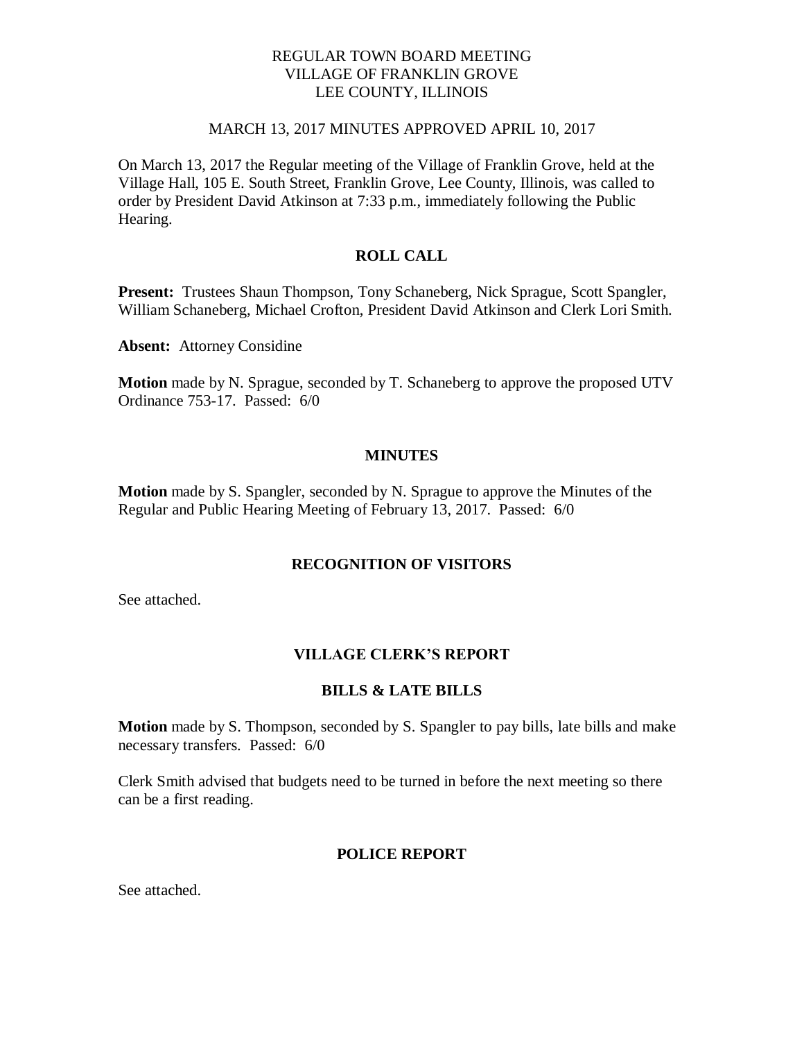REGULAR TOWN BOARD MEETING
VILLAGE OF FRANKLIN GROVE
LEE COUNTY, ILLINOIS

MARCH 13, 2017 MINUTES APPROVED APRIL 10, 2017

On March 13, 2017 the Regular meeting of the Village of Franklin Grove, held at the Village Hall, 105 E. South Street, Franklin Grove, Lee County, Illinois, was called to order by President David Atkinson at 7:33 p.m., immediately following the Public Hearing.

## ROLL CALL

**Present:** Trustees Shaun Thompson, Tony Schaneberg, Nick Sprague, Scott Spangler, William Schaneberg, Michael Crofton, President David Atkinson and Clerk Lori Smith.

**Absent:** Attorney Considine

**Motion** made by N. Sprague, seconded by T. Schaneberg to approve the proposed UTV Ordinance 753-17. Passed: 6/0

## MINUTES

**Motion** made by S. Spangler, seconded by N. Sprague to approve the Minutes of the Regular and Public Hearing Meeting of February 13, 2017. Passed: 6/0

## RECOGNITION OF VISITORS

See attached.

## VILLAGE CLERK'S REPORT

## BILLS & LATE BILLS

**Motion** made by S. Thompson, seconded by S. Spangler to pay bills, late bills and make necessary transfers. Passed: 6/0

Clerk Smith advised that budgets need to be turned in before the next meeting so there can be a first reading.

## POLICE REPORT

See attached.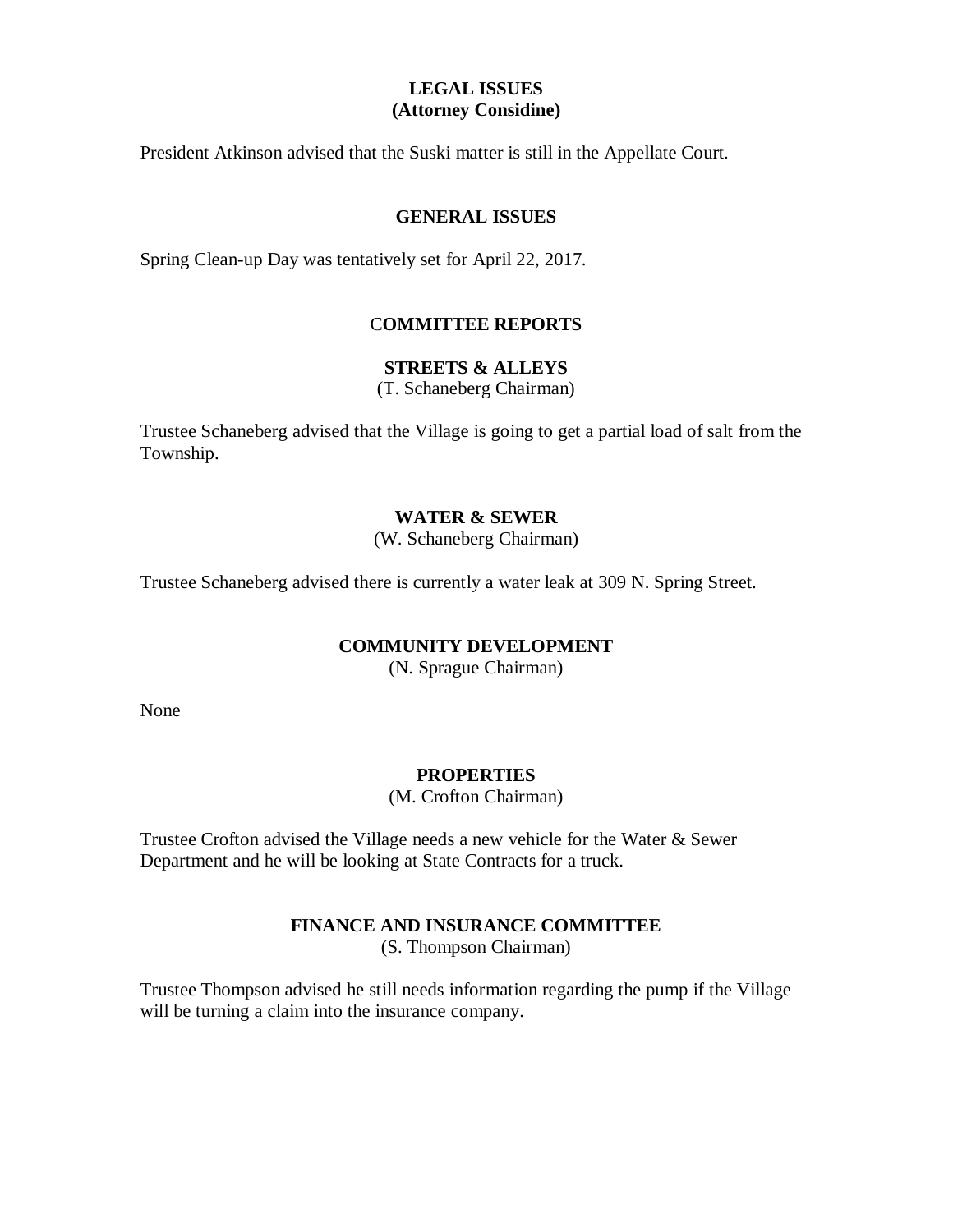## LEGAL ISSUES
## (Attorney Considine)

President Atkinson advised that the Suski matter is still in the Appellate Court.

## GENERAL ISSUES

Spring Clean-up Day was tentatively set for April 22, 2017.

## COMMITTEE REPORTS

### STREETS & ALLEYS
(T. Schaneberg Chairman)

Trustee Schaneberg advised that the Village is going to get a partial load of salt from the Township.

### WATER & SEWER
(W. Schaneberg Chairman)

Trustee Schaneberg advised there is currently a water leak at 309 N. Spring Street.

### COMMUNITY DEVELOPMENT
(N. Sprague Chairman)

None

### PROPERTIES
(M. Crofton Chairman)

Trustee Crofton advised the Village needs a new vehicle for the Water & Sewer Department and he will be looking at State Contracts for a truck.

### FINANCE AND INSURANCE COMMITTEE
(S. Thompson Chairman)

Trustee Thompson advised he still needs information regarding the pump if the Village will be turning a claim into the insurance company.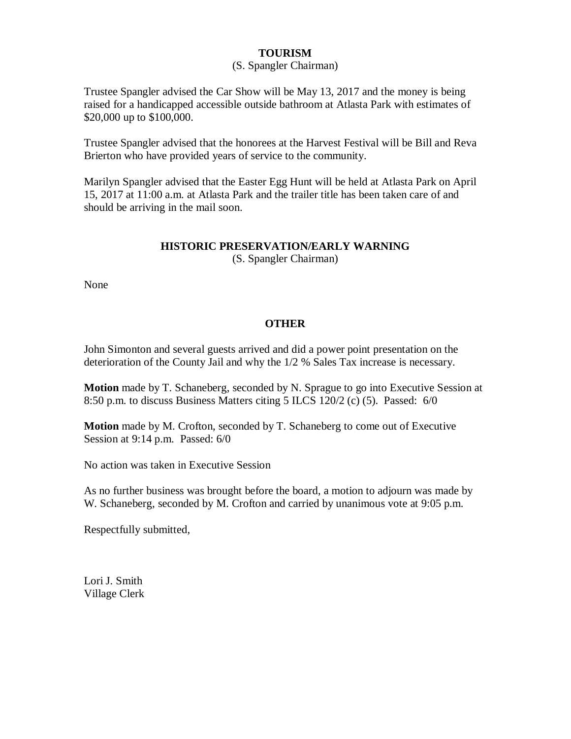## TOURISM

(S. Spangler Chairman)

Trustee Spangler advised the Car Show will be May 13, 2017 and the money is being raised for a handicapped accessible outside bathroom at Atlasta Park with estimates of $20,000 up to $100,000.

Trustee Spangler advised that the honorees at the Harvest Festival will be Bill and Reva Brierton who have provided years of service to the community.

Marilyn Spangler advised that the Easter Egg Hunt will be held at Atlasta Park on April 15, 2017 at 11:00 a.m. at Atlasta Park and the trailer title has been taken care of and should be arriving in the mail soon.

## HISTORIC PRESERVATION/EARLY WARNING

(S. Spangler Chairman)

None

## OTHER

John Simonton and several guests arrived and did a power point presentation on the deterioration of the County Jail and why the 1/2 % Sales Tax increase is necessary.

**Motion** made by T. Schaneberg, seconded by N. Sprague to go into Executive Session at 8:50 p.m. to discuss Business Matters citing 5 ILCS 120/2 (c) (5). Passed: 6/0

**Motion** made by M. Crofton, seconded by T. Schaneberg to come out of Executive Session at 9:14 p.m. Passed: 6/0

No action was taken in Executive Session

As no further business was brought before the board, a motion to adjourn was made by W. Schaneberg, seconded by M. Crofton and carried by unanimous vote at 9:05 p.m.

Respectfully submitted,

Lori J. Smith
Village Clerk